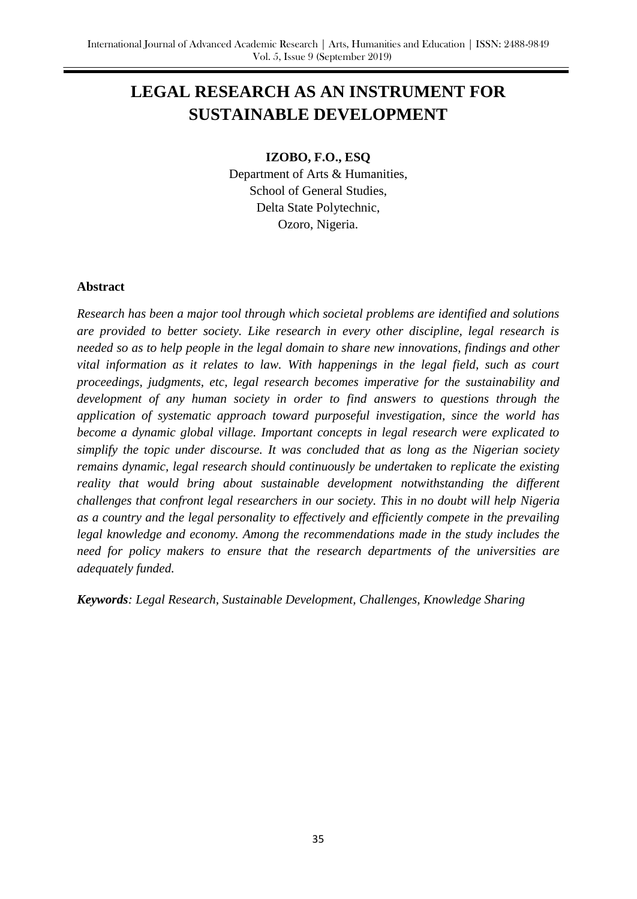# LEGAL RESEARCH AS AN INSTRUMENT FOR SUSTAINABLE DEVELOPMENT

**IZOBO, F.O., ESQ**

Department of Arts & Humanities,
School of General Studies,
Delta State Polytechnic,
Ozoro, Nigeria.

## Abstract

*Research has been a major tool through which societal problems are identified and solutions are provided to better society. Like research in every other discipline, legal research is needed so as to help people in the legal domain to share new innovations, findings and other vital information as it relates to law. With happenings in the legal field, such as court proceedings, judgments, etc, legal research becomes imperative for the sustainability and development of any human society in order to find answers to questions through the application of systematic approach toward purposeful investigation, since the world has become a dynamic global village. Important concepts in legal research were explicated to simplify the topic under discourse. It was concluded that as long as the Nigerian society remains dynamic, legal research should continuously be undertaken to replicate the existing reality that would bring about sustainable development notwithstanding the different challenges that confront legal researchers in our society. This in no doubt will help Nigeria as a country and the legal personality to effectively and efficiently compete in the prevailing legal knowledge and economy. Among the recommendations made in the study includes the need for policy makers to ensure that the research departments of the universities are adequately funded.*

***Keywords****: Legal Research, Sustainable Development, Challenges, Knowledge Sharing*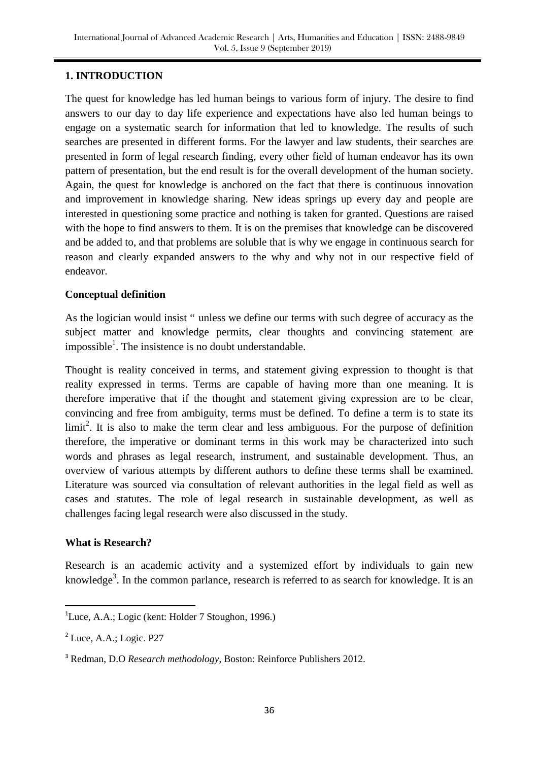## 1. INTRODUCTION

The quest for knowledge has led human beings to various form of injury. The desire to find answers to our day to day life experience and expectations have also led human beings to engage on a systematic search for information that led to knowledge. The results of such searches are presented in different forms. For the lawyer and law students, their searches are presented in form of legal research finding, every other field of human endeavor has its own pattern of presentation, but the end result is for the overall development of the human society. Again, the quest for knowledge is anchored on the fact that there is continuous innovation and improvement in knowledge sharing. New ideas springs up every day and people are interested in questioning some practice and nothing is taken for granted. Questions are raised with the hope to find answers to them. It is on the premises that knowledge can be discovered and be added to, and that problems are soluble that is why we engage in continuous search for reason and clearly expanded answers to the why and why not in our respective field of endeavor.

### Conceptual definition

As the logician would insist " unless we define our terms with such degree of accuracy as the subject matter and knowledge permits, clear thoughts and convincing statement are impossible[1]. The insistence is no doubt understandable.

Thought is reality conceived in terms, and statement giving expression to thought is that reality expressed in terms. Terms are capable of having more than one meaning. It is therefore imperative that if the thought and statement giving expression are to be clear, convincing and free from ambiguity, terms must be defined. To define a term is to state its limit[2]. It is also to make the term clear and less ambiguous. For the purpose of definition therefore, the imperative or dominant terms in this work may be characterized into such words and phrases as legal research, instrument, and sustainable development. Thus, an overview of various attempts by different authors to define these terms shall be examined. Literature was sourced via consultation of relevant authorities in the legal field as well as cases and statutes. The role of legal research in sustainable development, as well as challenges facing legal research were also discussed in the study.

### What is Research?

Research is an academic activity and a systemized effort by individuals to gain new knowledge[3]. In the common parlance, research is referred to as search for knowledge. It is an

---

[1] Luce, A.A.; Logic (kent: Holder 7 Stoughon, 1996.)

[2] Luce, A.A.; Logic. P27

[3] Redman, D.O *Research methodology*, Boston: Reinforce Publishers 2012.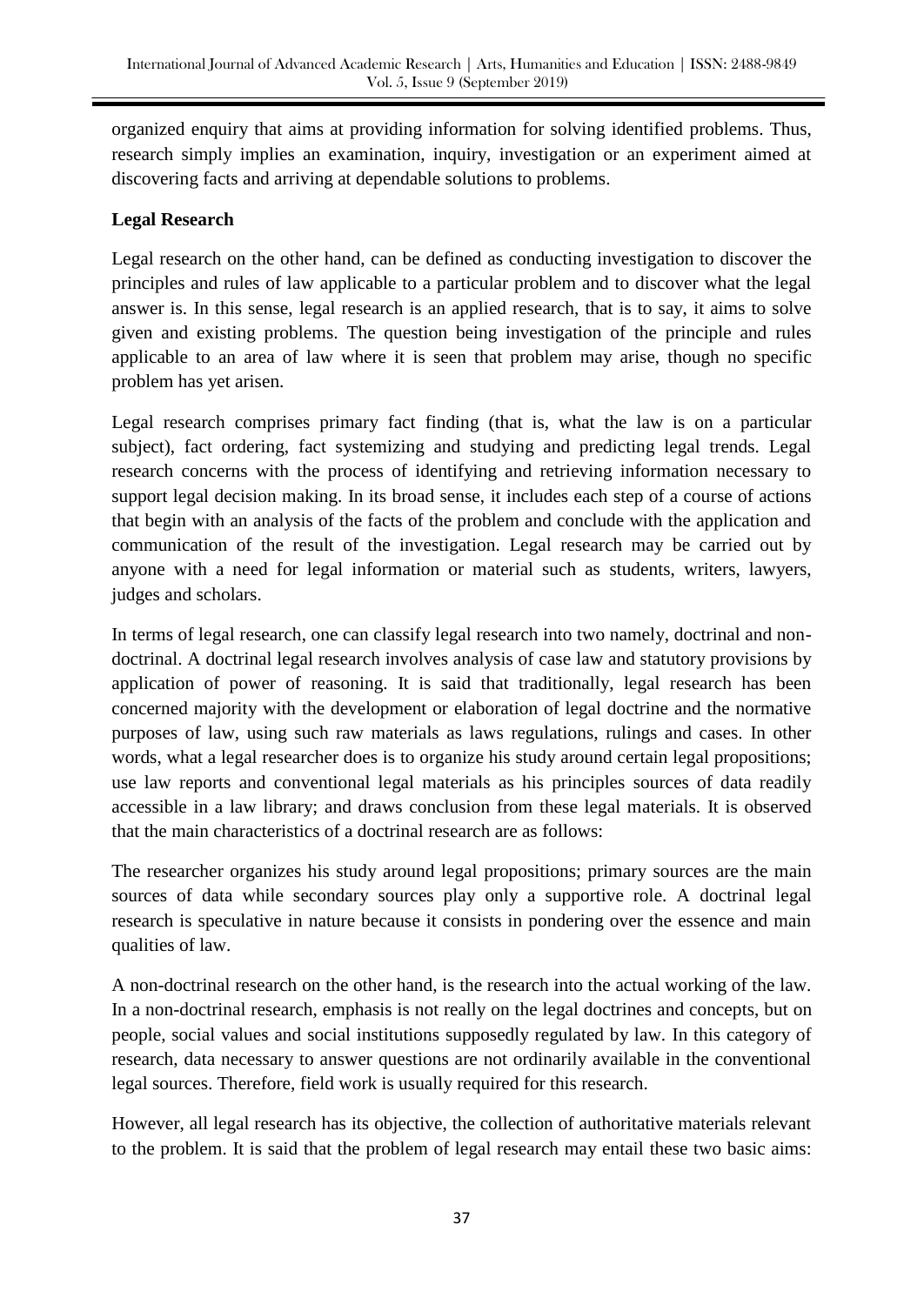organized enquiry that aims at providing information for solving identified problems. Thus, research simply implies an examination, inquiry, investigation or an experiment aimed at discovering facts and arriving at dependable solutions to problems.

**Legal Research**

Legal research on the other hand, can be defined as conducting investigation to discover the principles and rules of law applicable to a particular problem and to discover what the legal answer is. In this sense, legal research is an applied research, that is to say, it aims to solve given and existing problems. The question being investigation of the principle and rules applicable to an area of law where it is seen that problem may arise, though no specific problem has yet arisen.

Legal research comprises primary fact finding (that is, what the law is on a particular subject), fact ordering, fact systemizing and studying and predicting legal trends. Legal research concerns with the process of identifying and retrieving information necessary to support legal decision making. In its broad sense, it includes each step of a course of actions that begin with an analysis of the facts of the problem and conclude with the application and communication of the result of the investigation. Legal research may be carried out by anyone with a need for legal information or material such as students, writers, lawyers, judges and scholars.

In terms of legal research, one can classify legal research into two namely, doctrinal and non-doctrinal. A doctrinal legal research involves analysis of case law and statutory provisions by application of power of reasoning. It is said that traditionally, legal research has been concerned majority with the development or elaboration of legal doctrine and the normative purposes of law, using such raw materials as laws regulations, rulings and cases. In other words, what a legal researcher does is to organize his study around certain legal propositions; use law reports and conventional legal materials as his principles sources of data readily accessible in a law library; and draws conclusion from these legal materials. It is observed that the main characteristics of a doctrinal research are as follows:

The researcher organizes his study around legal propositions; primary sources are the main sources of data while secondary sources play only a supportive role. A doctrinal legal research is speculative in nature because it consists in pondering over the essence and main qualities of law.

A non-doctrinal research on the other hand, is the research into the actual working of the law. In a non-doctrinal research, emphasis is not really on the legal doctrines and concepts, but on people, social values and social institutions supposedly regulated by law. In this category of research, data necessary to answer questions are not ordinarily available in the conventional legal sources. Therefore, field work is usually required for this research.

However, all legal research has its objective, the collection of authoritative materials relevant to the problem. It is said that the problem of legal research may entail these two basic aims: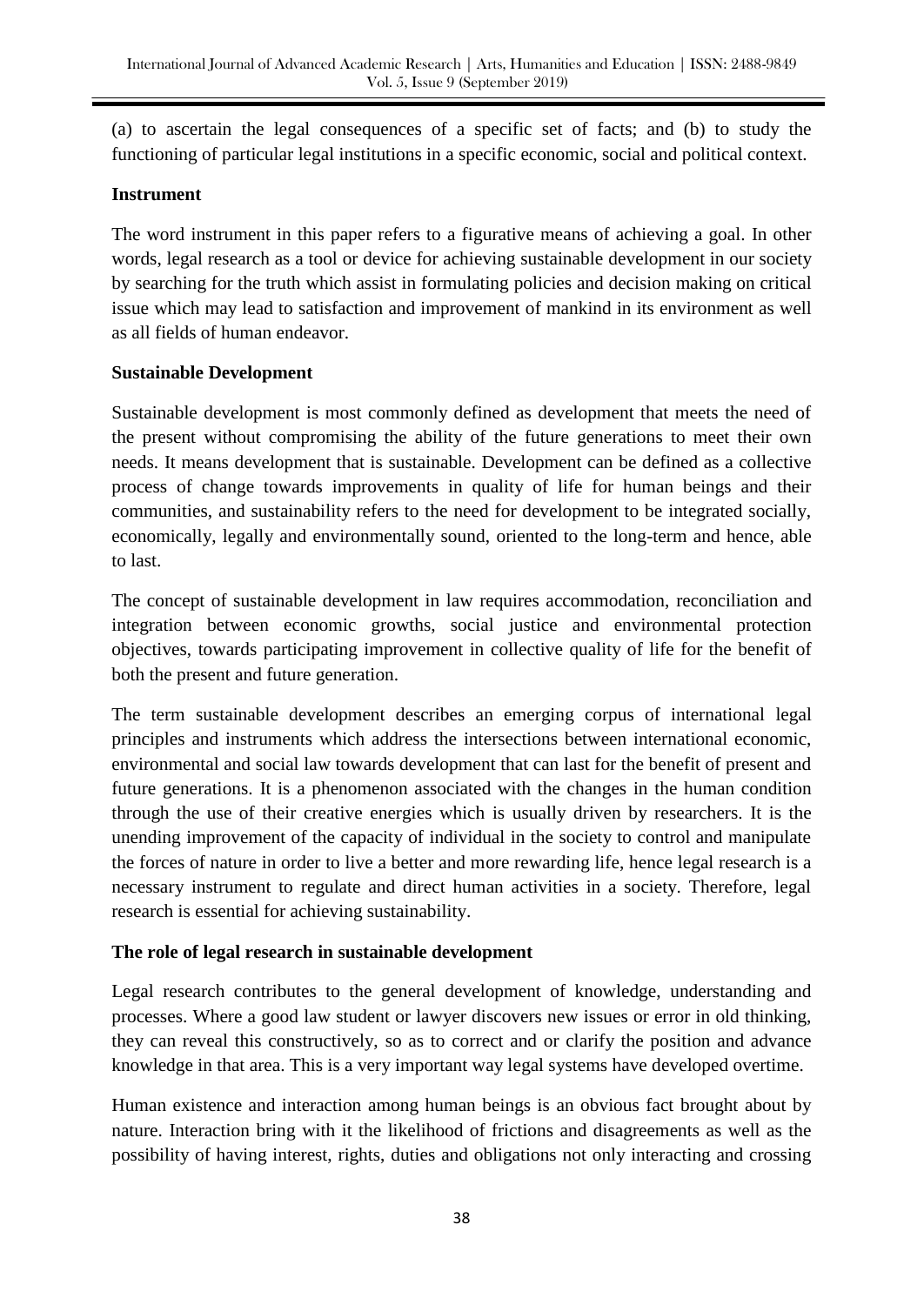(a) to ascertain the legal consequences of a specific set of facts; and (b) to study the functioning of particular legal institutions in a specific economic, social and political context.

**Instrument**

The word instrument in this paper refers to a figurative means of achieving a goal. In other words, legal research as a tool or device for achieving sustainable development in our society by searching for the truth which assist in formulating policies and decision making on critical issue which may lead to satisfaction and improvement of mankind in its environment as well as all fields of human endeavor.

**Sustainable Development**

Sustainable development is most commonly defined as development that meets the need of the present without compromising the ability of the future generations to meet their own needs. It means development that is sustainable. Development can be defined as a collective process of change towards improvements in quality of life for human beings and their communities, and sustainability refers to the need for development to be integrated socially, economically, legally and environmentally sound, oriented to the long-term and hence, able to last.

The concept of sustainable development in law requires accommodation, reconciliation and integration between economic growths, social justice and environmental protection objectives, towards participating improvement in collective quality of life for the benefit of both the present and future generation.

The term sustainable development describes an emerging corpus of international legal principles and instruments which address the intersections between international economic, environmental and social law towards development that can last for the benefit of present and future generations. It is a phenomenon associated with the changes in the human condition through the use of their creative energies which is usually driven by researchers. It is the unending improvement of the capacity of individual in the society to control and manipulate the forces of nature in order to live a better and more rewarding life, hence legal research is a necessary instrument to regulate and direct human activities in a society. Therefore, legal research is essential for achieving sustainability.

**The role of legal research in sustainable development**

Legal research contributes to the general development of knowledge, understanding and processes. Where a good law student or lawyer discovers new issues or error in old thinking, they can reveal this constructively, so as to correct and or clarify the position and advance knowledge in that area. This is a very important way legal systems have developed overtime.

Human existence and interaction among human beings is an obvious fact brought about by nature. Interaction bring with it the likelihood of frictions and disagreements as well as the possibility of having interest, rights, duties and obligations not only interacting and crossing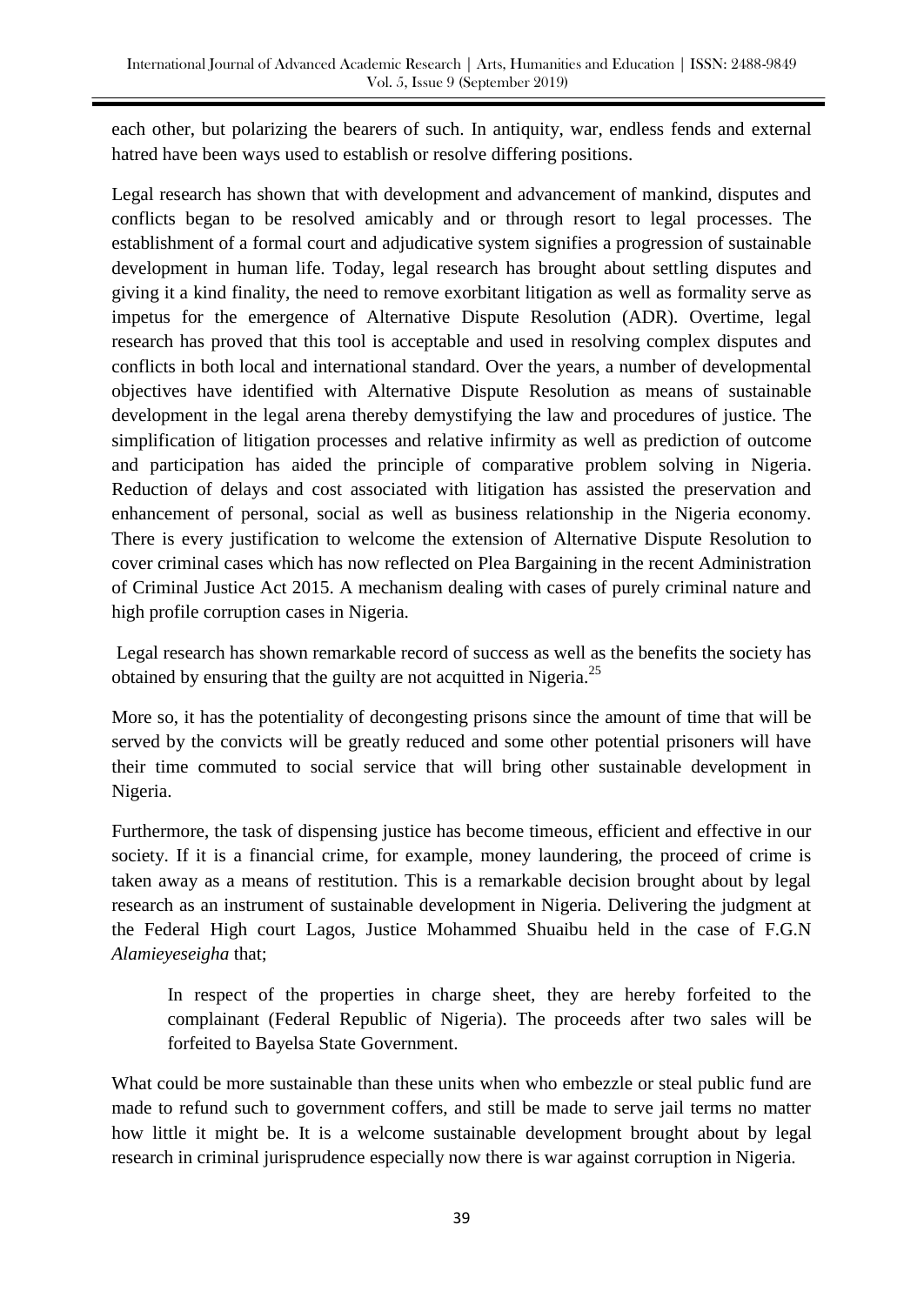each other, but polarizing the bearers of such. In antiquity, war, endless fends and external hatred have been ways used to establish or resolve differing positions.

Legal research has shown that with development and advancement of mankind, disputes and conflicts began to be resolved amicably and or through resort to legal processes. The establishment of a formal court and adjudicative system signifies a progression of sustainable development in human life. Today, legal research has brought about settling disputes and giving it a kind finality, the need to remove exorbitant litigation as well as formality serve as impetus for the emergence of Alternative Dispute Resolution (ADR). Overtime, legal research has proved that this tool is acceptable and used in resolving complex disputes and conflicts in both local and international standard. Over the years, a number of developmental objectives have identified with Alternative Dispute Resolution as means of sustainable development in the legal arena thereby demystifying the law and procedures of justice. The simplification of litigation processes and relative infirmity as well as prediction of outcome and participation has aided the principle of comparative problem solving in Nigeria. Reduction of delays and cost associated with litigation has assisted the preservation and enhancement of personal, social as well as business relationship in the Nigeria economy. There is every justification to welcome the extension of Alternative Dispute Resolution to cover criminal cases which has now reflected on Plea Bargaining in the recent Administration of Criminal Justice Act 2015. A mechanism dealing with cases of purely criminal nature and high profile corruption cases in Nigeria.

Legal research has shown remarkable record of success as well as the benefits the society has obtained by ensuring that the guilty are not acquitted in Nigeria.[25]

More so, it has the potentiality of decongesting prisons since the amount of time that will be served by the convicts will be greatly reduced and some other potential prisoners will have their time commuted to social service that will bring other sustainable development in Nigeria.

Furthermore, the task of dispensing justice has become timeous, efficient and effective in our society. If it is a financial crime, for example, money laundering, the proceed of crime is taken away as a means of restitution. This is a remarkable decision brought about by legal research as an instrument of sustainable development in Nigeria. Delivering the judgment at the Federal High court Lagos, Justice Mohammed Shuaibu held in the case of F.G.N *Alamieyeseigha* that;

> In respect of the properties in charge sheet, they are hereby forfeited to the complainant (Federal Republic of Nigeria). The proceeds after two sales will be forfeited to Bayelsa State Government.

What could be more sustainable than these units when who embezzle or steal public fund are made to refund such to government coffers, and still be made to serve jail terms no matter how little it might be. It is a welcome sustainable development brought about by legal research in criminal jurisprudence especially now there is war against corruption in Nigeria.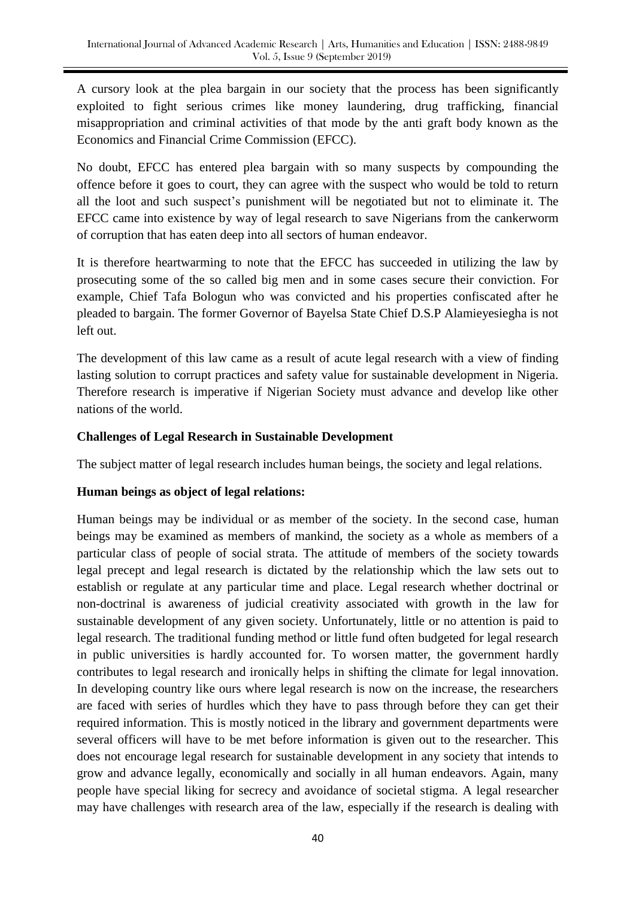A cursory look at the plea bargain in our society that the process has been significantly exploited to fight serious crimes like money laundering, drug trafficking, financial misappropriation and criminal activities of that mode by the anti graft body known as the Economics and Financial Crime Commission (EFCC).

No doubt, EFCC has entered plea bargain with so many suspects by compounding the offence before it goes to court, they can agree with the suspect who would be told to return all the loot and such suspect's punishment will be negotiated but not to eliminate it. The EFCC came into existence by way of legal research to save Nigerians from the cankerworm of corruption that has eaten deep into all sectors of human endeavor.

It is therefore heartwarming to note that the EFCC has succeeded in utilizing the law by prosecuting some of the so called big men and in some cases secure their conviction. For example, Chief Tafa Bologun who was convicted and his properties confiscated after he pleaded to bargain. The former Governor of Bayelsa State Chief D.S.P Alamieyesiegha is not left out.

The development of this law came as a result of acute legal research with a view of finding lasting solution to corrupt practices and safety value for sustainable development in Nigeria. Therefore research is imperative if Nigerian Society must advance and develop like other nations of the world.

**Challenges of Legal Research in Sustainable Development**

The subject matter of legal research includes human beings, the society and legal relations.

**Human beings as object of legal relations:**

Human beings may be individual or as member of the society. In the second case, human beings may be examined as members of mankind, the society as a whole as members of a particular class of people of social strata. The attitude of members of the society towards legal precept and legal research is dictated by the relationship which the law sets out to establish or regulate at any particular time and place. Legal research whether doctrinal or non-doctrinal is awareness of judicial creativity associated with growth in the law for sustainable development of any given society. Unfortunately, little or no attention is paid to legal research. The traditional funding method or little fund often budgeted for legal research in public universities is hardly accounted for. To worsen matter, the government hardly contributes to legal research and ironically helps in shifting the climate for legal innovation. In developing country like ours where legal research is now on the increase, the researchers are faced with series of hurdles which they have to pass through before they can get their required information. This is mostly noticed in the library and government departments were several officers will have to be met before information is given out to the researcher. This does not encourage legal research for sustainable development in any society that intends to grow and advance legally, economically and socially in all human endeavors. Again, many people have special liking for secrecy and avoidance of societal stigma. A legal researcher may have challenges with research area of the law, especially if the research is dealing with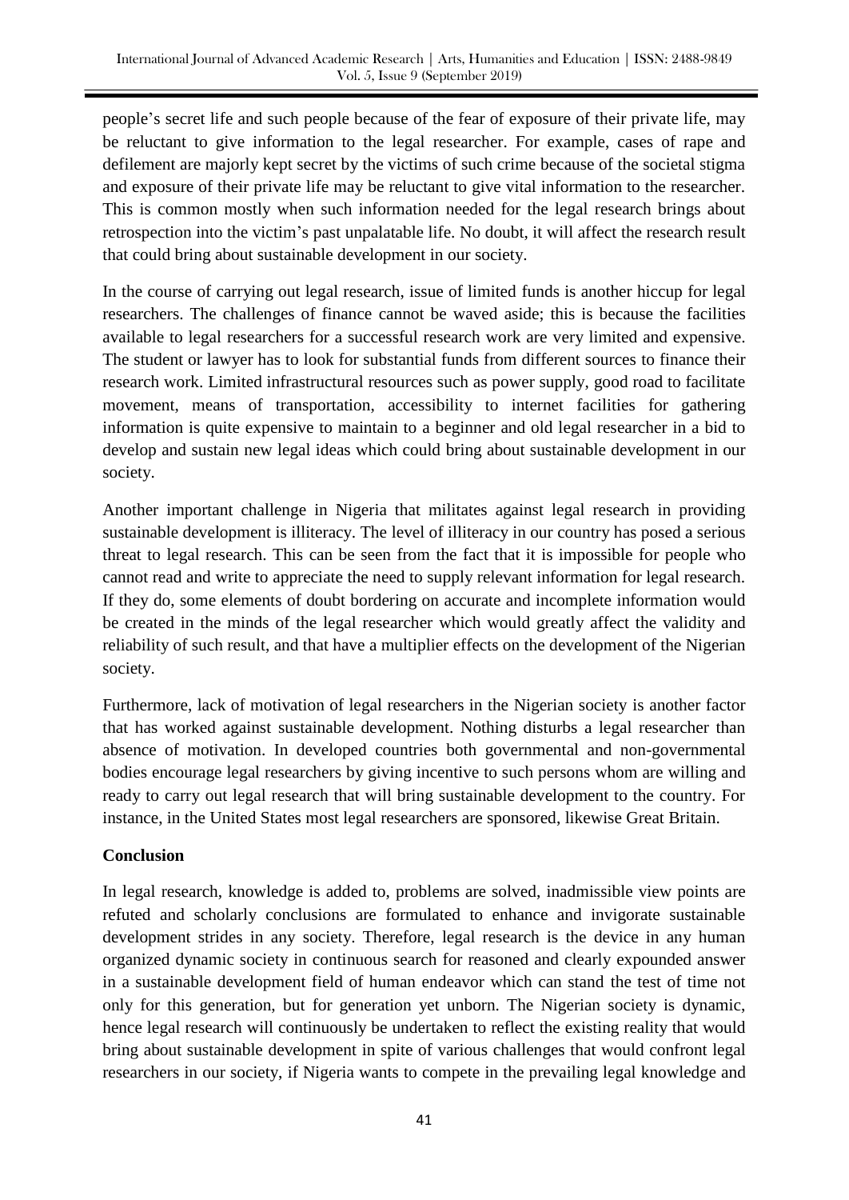people's secret life and such people because of the fear of exposure of their private life, may be reluctant to give information to the legal researcher. For example, cases of rape and defilement are majorly kept secret by the victims of such crime because of the societal stigma and exposure of their private life may be reluctant to give vital information to the researcher. This is common mostly when such information needed for the legal research brings about retrospection into the victim's past unpalatable life. No doubt, it will affect the research result that could bring about sustainable development in our society.

In the course of carrying out legal research, issue of limited funds is another hiccup for legal researchers. The challenges of finance cannot be waved aside; this is because the facilities available to legal researchers for a successful research work are very limited and expensive. The student or lawyer has to look for substantial funds from different sources to finance their research work. Limited infrastructural resources such as power supply, good road to facilitate movement, means of transportation, accessibility to internet facilities for gathering information is quite expensive to maintain to a beginner and old legal researcher in a bid to develop and sustain new legal ideas which could bring about sustainable development in our society.

Another important challenge in Nigeria that militates against legal research in providing sustainable development is illiteracy. The level of illiteracy in our country has posed a serious threat to legal research. This can be seen from the fact that it is impossible for people who cannot read and write to appreciate the need to supply relevant information for legal research. If they do, some elements of doubt bordering on accurate and incomplete information would be created in the minds of the legal researcher which would greatly affect the validity and reliability of such result, and that have a multiplier effects on the development of the Nigerian society.

Furthermore, lack of motivation of legal researchers in the Nigerian society is another factor that has worked against sustainable development. Nothing disturbs a legal researcher than absence of motivation. In developed countries both governmental and non-governmental bodies encourage legal researchers by giving incentive to such persons whom are willing and ready to carry out legal research that will bring sustainable development to the country. For instance, in the United States most legal researchers are sponsored, likewise Great Britain.

## Conclusion

In legal research, knowledge is added to, problems are solved, inadmissible view points are refuted and scholarly conclusions are formulated to enhance and invigorate sustainable development strides in any society. Therefore, legal research is the device in any human organized dynamic society in continuous search for reasoned and clearly expounded answer in a sustainable development field of human endeavor which can stand the test of time not only for this generation, but for generation yet unborn. The Nigerian society is dynamic, hence legal research will continuously be undertaken to reflect the existing reality that would bring about sustainable development in spite of various challenges that would confront legal researchers in our society, if Nigeria wants to compete in the prevailing legal knowledge and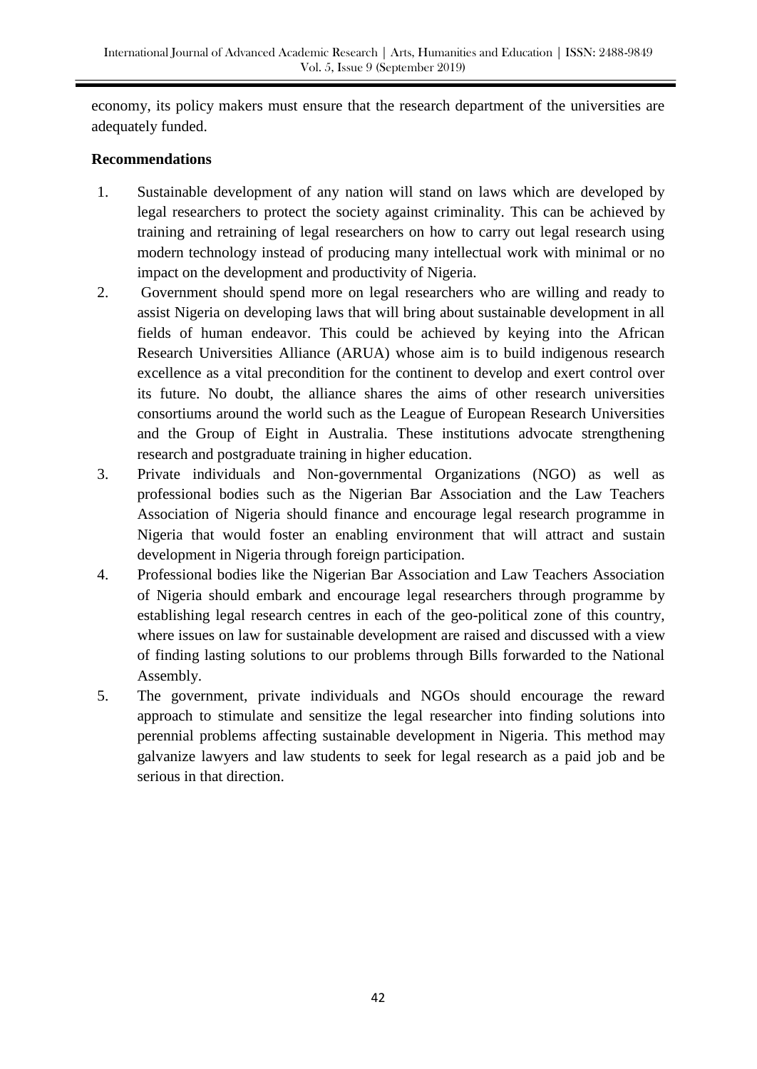economy, its policy makers must ensure that the research department of the universities are adequately funded.

**Recommendations**

1. Sustainable development of any nation will stand on laws which are developed by legal researchers to protect the society against criminality. This can be achieved by training and retraining of legal researchers on how to carry out legal research using modern technology instead of producing many intellectual work with minimal or no impact on the development and productivity of Nigeria.
2. Government should spend more on legal researchers who are willing and ready to assist Nigeria on developing laws that will bring about sustainable development in all fields of human endeavor. This could be achieved by keying into the African Research Universities Alliance (ARUA) whose aim is to build indigenous research excellence as a vital precondition for the continent to develop and exert control over its future. No doubt, the alliance shares the aims of other research universities consortiums around the world such as the League of European Research Universities and the Group of Eight in Australia. These institutions advocate strengthening research and postgraduate training in higher education.
3. Private individuals and Non-governmental Organizations (NGO) as well as professional bodies such as the Nigerian Bar Association and the Law Teachers Association of Nigeria should finance and encourage legal research programme in Nigeria that would foster an enabling environment that will attract and sustain development in Nigeria through foreign participation.
4. Professional bodies like the Nigerian Bar Association and Law Teachers Association of Nigeria should embark and encourage legal researchers through programme by establishing legal research centres in each of the geo-political zone of this country, where issues on law for sustainable development are raised and discussed with a view of finding lasting solutions to our problems through Bills forwarded to the National Assembly.
5. The government, private individuals and NGOs should encourage the reward approach to stimulate and sensitize the legal researcher into finding solutions into perennial problems affecting sustainable development in Nigeria. This method may galvanize lawyers and law students to seek for legal research as a paid job and be serious in that direction.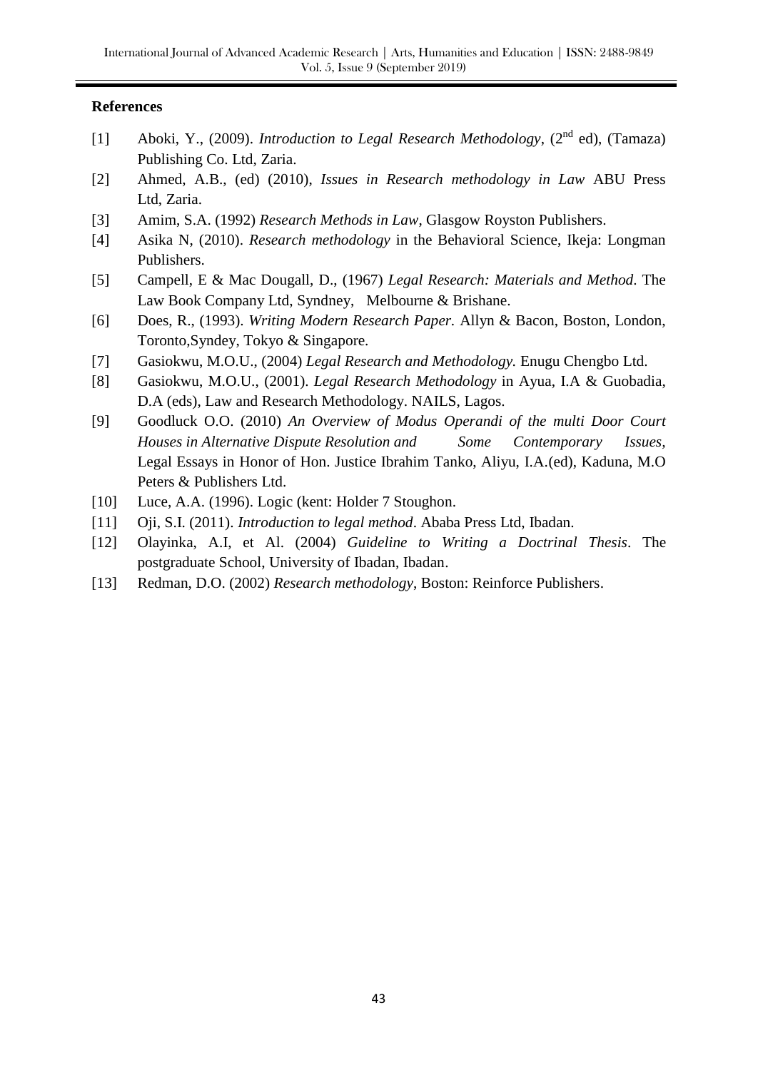**References**

[1] Aboki, Y., (2009). *Introduction to Legal Research Methodology*, (2nd ed), (Tamaza) Publishing Co. Ltd, Zaria.

[2] Ahmed, A.B., (ed) (2010), *Issues in Research methodology in Law* ABU Press Ltd, Zaria.

[3] Amim, S.A. (1992) *Research Methods in Law*, Glasgow Royston Publishers.

[4] Asika N, (2010). *Research methodology* in the Behavioral Science, Ikeja: Longman Publishers.

[5] Campell, E & Mac Dougall, D., (1967) *Legal Research: Materials and Method*. The Law Book Company Ltd, Syndney, Melbourne & Brishane.

[6] Does, R., (1993). *Writing Modern Research Paper.* Allyn & Bacon, Boston, London, Toronto,Syndey, Tokyo & Singapore.

[7] Gasiokwu, M.O.U., (2004) *Legal Research and Methodology.* Enugu Chengbo Ltd.

[8] Gasiokwu, M.O.U., (2001). *Legal Research Methodology* in Ayua, I.A & Guobadia, D.A (eds), Law and Research Methodology. NAILS, Lagos.

[9] Goodluck O.O. (2010) *An Overview of Modus Operandi of the multi Door Court Houses in Alternative Dispute Resolution and Some Contemporary Issues,* Legal Essays in Honor of Hon. Justice Ibrahim Tanko, Aliyu, I.A.(ed), Kaduna, M.O Peters & Publishers Ltd.

[10] Luce, A.A. (1996). Logic (kent: Holder 7 Stoughon.

[11] Oji, S.I. (2011). *Introduction to legal method*. Ababa Press Ltd, Ibadan.

[12] Olayinka, A.I, et Al. (2004) *Guideline to Writing a Doctrinal Thesis*. The postgraduate School, University of Ibadan, Ibadan.

[13] Redman, D.O. (2002) *Research methodology*, Boston: Reinforce Publishers.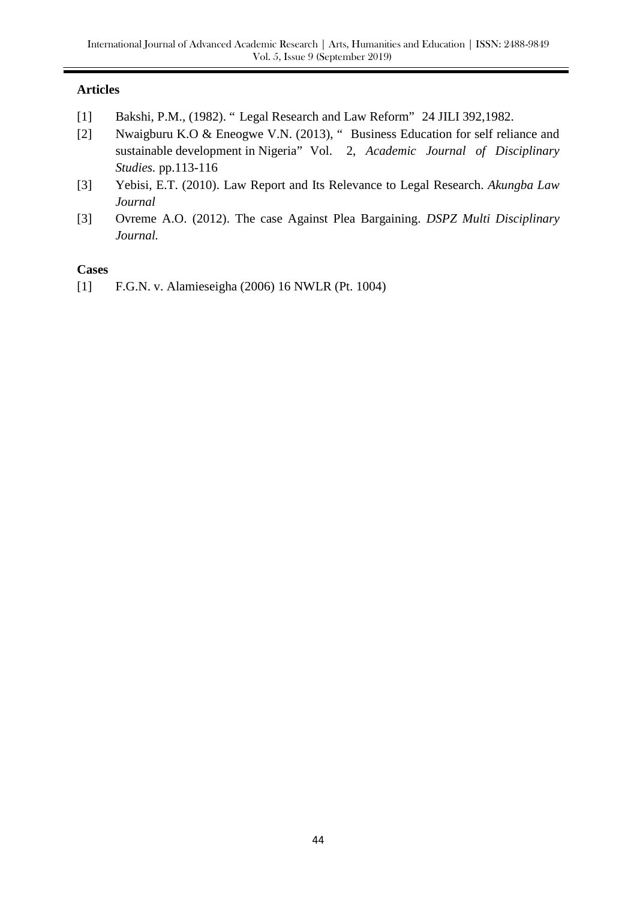### Articles

[1] Bakshi, P.M., (1982). " Legal Research and Law Reform" 24 JILI 392,1982.

[2] Nwaigburu K.O & Eneogwe V.N. (2013), " Business Education for self reliance and sustainable development in Nigeria" Vol. 2, *Academic Journal of Disciplinary Studies.* pp.113-116

[3] Yebisi, E.T. (2010). Law Report and Its Relevance to Legal Research. *Akungba Law Journal*

[3] Ovreme A.O. (2012). The case Against Plea Bargaining. *DSPZ Multi Disciplinary Journal.*

### Cases

[1] F.G.N. v. Alamieseigha (2006) 16 NWLR (Pt. 1004)